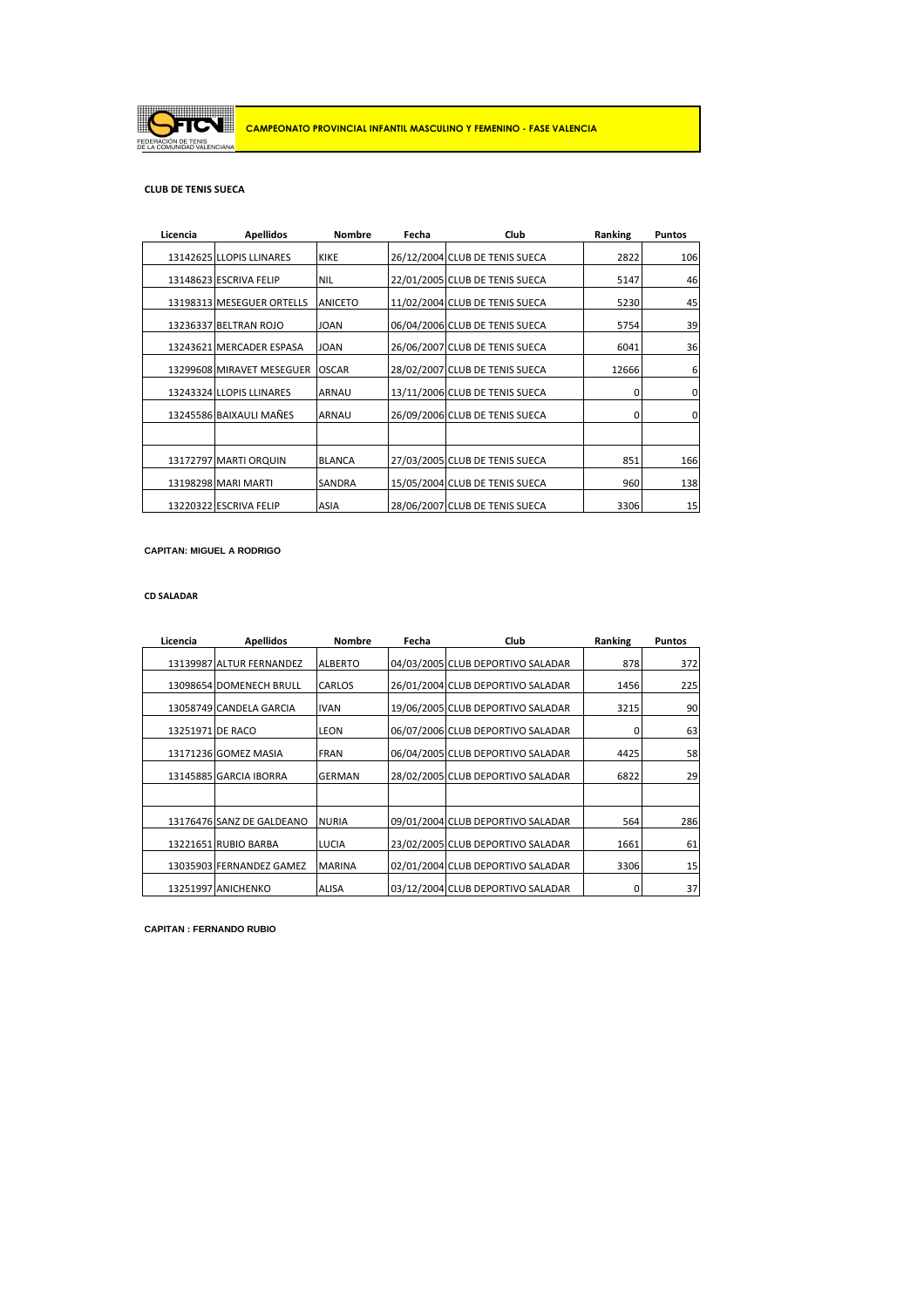FEDERACIÓN DE TENIS DE LA COMUNIDAD VALENCIANA

# CAMPEONATO PROVINCIAL INFANTIL MASCULINO Y FEMENINO - FASE VALENCIA

## CLUB DE TENIS SUECA

| Licencia | Apellidos | Nombre | Fecha | Club | Ranking | Puntos |
|---|---|---|---|---|---|---|
| 13142625 | LLOPIS LLINARES | KIKE | 26/12/2004 | CLUB DE TENIS SUECA | 2822 | 106 |
| 13148623 | ESCRIVA FELIP | NIL | 22/01/2005 | CLUB DE TENIS SUECA | 5147 | 46 |
| 13198313 | MESEGUER ORTELLS | ANICETO | 11/02/2004 | CLUB DE TENIS SUECA | 5230 | 45 |
| 13236337 | BELTRAN ROJO | JOAN | 06/04/2006 | CLUB DE TENIS SUECA | 5754 | 39 |
| 13243621 | MERCADER ESPASA | JOAN | 26/06/2007 | CLUB DE TENIS SUECA | 6041 | 36 |
| 13299608 | MIRAVET MESEGUER | OSCAR | 28/02/2007 | CLUB DE TENIS SUECA | 12666 | 6 |
| 13243324 | LLOPIS LLINARES | ARNAU | 13/11/2006 | CLUB DE TENIS SUECA | 0 | 0 |
| 13245586 | BAIXAULI MAÑES | ARNAU | 26/09/2006 | CLUB DE TENIS SUECA | 0 | 0 |
| | | | | | | |
| 13172797 | MARTI ORQUIN | BLANCA | 27/03/2005 | CLUB DE TENIS SUECA | 851 | 166 |
| 13198298 | MARI MARTI | SANDRA | 15/05/2004 | CLUB DE TENIS SUECA | 960 | 138 |
| 13220322 | ESCRIVA FELIP | ASIA | 28/06/2007 | CLUB DE TENIS SUECA | 3306 | 15 |

**CAPITAN: MIGUEL A RODRIGO**

## CD SALADAR

| Licencia | Apellidos | Nombre | Fecha | Club | Ranking | Puntos |
|---|---|---|---|---|---|---|
| 13139987 | ALTUR FERNANDEZ | ALBERTO | 04/03/2005 | CLUB DEPORTIVO SALADAR | 878 | 372 |
| 13098654 | DOMENECH BRULL | CARLOS | 26/01/2004 | CLUB DEPORTIVO SALADAR | 1456 | 225 |
| 13058749 | CANDELA GARCIA | IVAN | 19/06/2005 | CLUB DEPORTIVO SALADAR | 3215 | 90 |
| 13251971 | DE RACO | LEON | 06/07/2006 | CLUB DEPORTIVO SALADAR | 0 | 63 |
| 13171236 | GOMEZ MASIA | FRAN | 06/04/2005 | CLUB DEPORTIVO SALADAR | 4425 | 58 |
| 13145885 | GARCIA IBORRA | GERMAN | 28/02/2005 | CLUB DEPORTIVO SALADAR | 6822 | 29 |
| | | | | | | |
| 13176476 | SANZ DE GALDEANO | NURIA | 09/01/2004 | CLUB DEPORTIVO SALADAR | 564 | 286 |
| 13221651 | RUBIO BARBA | LUCIA | 23/02/2005 | CLUB DEPORTIVO SALADAR | 1661 | 61 |
| 13035903 | FERNANDEZ GAMEZ | MARINA | 02/01/2004 | CLUB DEPORTIVO SALADAR | 3306 | 15 |
| 13251997 | ANICHENKO | ALISA | 03/12/2004 | CLUB DEPORTIVO SALADAR | 0 | 37 |

**CAPITAN : FERNANDO RUBIO**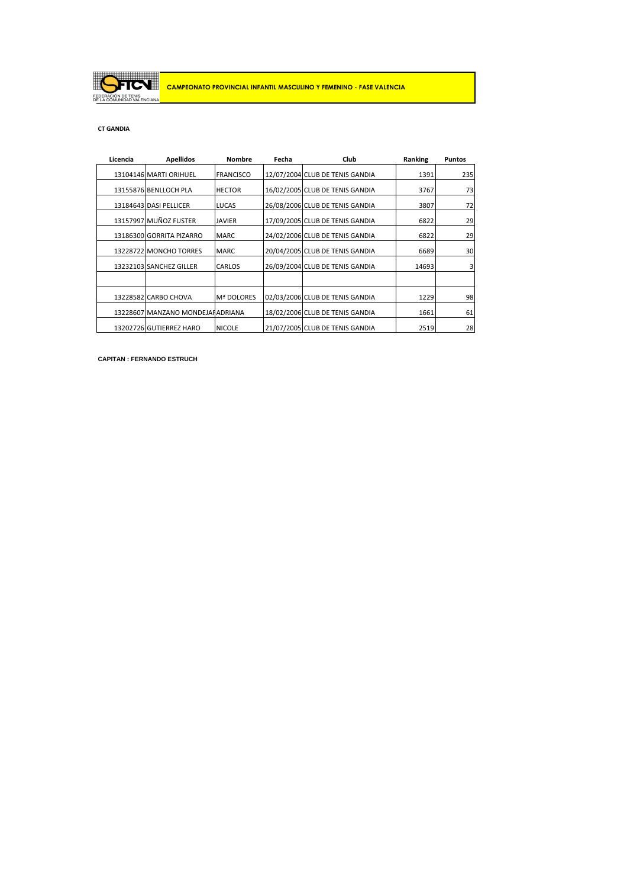FEDERACIÓN DE TENIS DE LA COMUNIDAD VALENCIANA

**CAMPEONATO PROVINCIAL INFANTIL MASCULINO Y FEMENINO - FASE VALENCIA**

**CT GANDIA**

| Licencia | Apellidos | Nombre | Fecha | Club | Ranking | Puntos |
|---|---|---|---|---|---|---|
| 13104146 | MARTI ORIHUEL | FRANCISCO | 12/07/2004 | CLUB DE TENIS GANDIA | 1391 | 235 |
| 13155876 | BENLLOCH PLA | HECTOR | 16/02/2005 | CLUB DE TENIS GANDIA | 3767 | 73 |
| 13184643 | DASI PELLICER | LUCAS | 26/08/2006 | CLUB DE TENIS GANDIA | 3807 | 72 |
| 13157997 | MUÑOZ FUSTER | JAVIER | 17/09/2005 | CLUB DE TENIS GANDIA | 6822 | 29 |
| 13186300 | GORRITA PIZARRO | MARC | 24/02/2006 | CLUB DE TENIS GANDIA | 6822 | 29 |
| 13228722 | MONCHO TORRES | MARC | 20/04/2005 | CLUB DE TENIS GANDIA | 6689 | 30 |
| 13232103 | SANCHEZ GILLER | CARLOS | 26/09/2004 | CLUB DE TENIS GANDIA | 14693 | 3 |
| | | | | | | |
| 13228582 | CARBO CHOVA | Mª DOLORES | 02/03/2006 | CLUB DE TENIS GANDIA | 1229 | 98 |
| 13228607 | MANZANO MONDEJAR | ADRIANA | 18/02/2006 | CLUB DE TENIS GANDIA | 1661 | 61 |
| 13202726 | GUTIERREZ HARO | NICOLE | 21/07/2005 | CLUB DE TENIS GANDIA | 2519 | 28 |

**CAPITAN : FERNANDO ESTRUCH**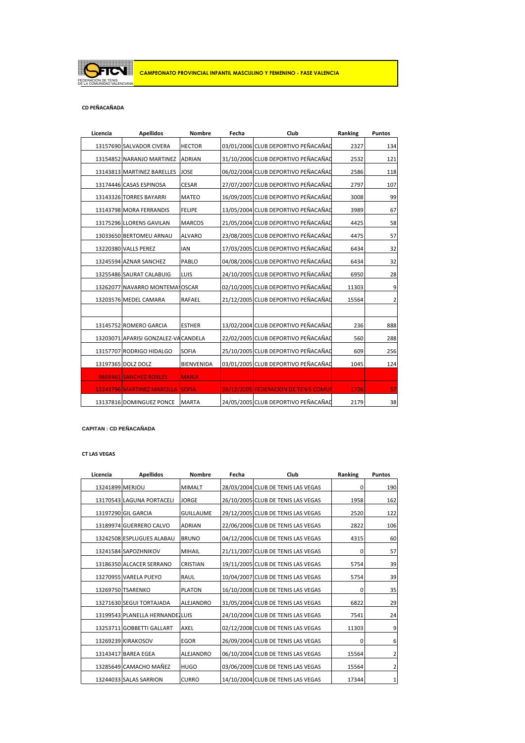FEDERACIÓN DE TENIS DE LA COMUNIDAD VALENCIANA

**CAMPEONATO PROVINCIAL INFANTIL MASCULINO Y FEMENINO - FASE VALENCIA**

**CD PEÑACAÑADA**

| Licencia | Apellidos | Nombre | Fecha | Club | Ranking | Puntos |
|---|---|---|---|---|---|---|
| 13157690 | SALVADOR CIVERA | HECTOR | 03/01/2006 | CLUB DEPORTIVO PEÑACAÑAD | 2327 | 134 |
| 13154852 | NARANJO MARTINEZ | ADRIAN | 31/10/2006 | CLUB DEPORTIVO PEÑACAÑAD | 2532 | 121 |
| 13143813 | MARTINEZ BARELLES | JOSE | 06/02/2004 | CLUB DEPORTIVO PEÑACAÑAD | 2586 | 118 |
| 13174446 | CASAS ESPINOSA | CESAR | 27/07/2007 | CLUB DEPORTIVO PEÑACAÑAD | 2797 | 107 |
| 13143326 | TORRES BAYARRI | MATEO | 16/09/2005 | CLUB DEPORTIVO PEÑACAÑAD | 3008 | 99 |
| 13143798 | MORA FERRANDIS | FELIPE | 13/05/2004 | CLUB DEPORTIVO PEÑACAÑAD | 3989 | 67 |
| 13175296 | LLORENS GAVILAN | MARCOS | 21/05/2004 | CLUB DEPORTIVO PEÑACAÑAD | 4425 | 58 |
| 13033650 | BERTOMEU ARNAU | ALVARO | 23/08/2005 | CLUB DEPORTIVO PEÑACAÑAD | 4475 | 57 |
| 13220380 | VALLS PEREZ | IAN | 17/03/2005 | CLUB DEPORTIVO PEÑACAÑAD | 6434 | 32 |
| 13245594 | AZNAR SANCHEZ | PABLO | 04/08/2006 | CLUB DEPORTIVO PEÑACAÑAD | 6434 | 32 |
| 13255486 | SAURAT CALABUIG | LUIS | 24/10/2005 | CLUB DEPORTIVO PEÑACAÑAD | 6950 | 28 |
| 13262077 | NAVARRO MONTEMAYOR | OSCAR | 02/10/2005 | CLUB DEPORTIVO PEÑACAÑAD | 11303 | 9 |
| 13203576 | MEDEL CAMARA | RAFAEL | 21/12/2005 | CLUB DEPORTIVO PEÑACAÑAD | 15564 | 2 |
| | | | | | | |
| 13145752 | ROMERO GARCIA | ESTHER | 13/02/2004 | CLUB DEPORTIVO PEÑACAÑAD | 236 | 888 |
| 13203071 | APARISI GONZALEZ-VA | CANDELA | 22/02/2005 | CLUB DEPORTIVO PEÑACAÑAD | 560 | 288 |
| 13157707 | RODRIGO HIDALGO | SOFIA | 25/10/2005 | CLUB DEPORTIVO PEÑACAÑAD | 609 | 256 |
| 13197365 | DOLZ DOLZ | BIENVENIDA | 03/01/2005 | CLUB DEPORTIVO PEÑACAÑAD | 1045 | 124 |
| 9668461 | SANCHEZ ROBLES | MARIA | | | | |
| 13243796 | MARTINEZ MARCILLA | SOFIA | 09/12/2005 | FEDERACION DE TENIS COMUN | 1736 | 57 |
| 13137816 | DOMINGUEZ PONCE | MARTA | 24/05/2005 | CLUB DEPORTIVO PEÑACAÑAD | 2179 | 38 |

**CAPITAN : CD PEÑACAÑADA**

**CT LAS VEGAS**

| Licencia | Apellidos | Nombre | Fecha | Club | Ranking | Puntos |
|---|---|---|---|---|---|---|
| 13241899 | MERJOU | MIMALT | 28/03/2004 | CLUB DE TENIS LAS VEGAS | 0 | 190 |
| 13170543 | LAGUNA PORTACELI | JORGE | 26/10/2005 | CLUB DE TENIS LAS VEGAS | 1958 | 162 |
| 13197290 | GIL GARCIA | GUILLAUME | 29/12/2005 | CLUB DE TENIS LAS VEGAS | 2520 | 122 |
| 13189974 | GUERRERO CALVO | ADRIAN | 22/06/2006 | CLUB DE TENIS LAS VEGAS | 2822 | 106 |
| 13242508 | ESPLUGUES ALABAU | BRUNO | 04/12/2006 | CLUB DE TENIS LAS VEGAS | 4315 | 60 |
| 13241584 | SAPOZHNIKOV | MIHAIL | 21/11/2007 | CLUB DE TENIS LAS VEGAS | 0 | 57 |
| 13186350 | ALCACER SERRANO | CRISTIAN | 19/11/2005 | CLUB DE TENIS LAS VEGAS | 5754 | 39 |
| 13270955 | VARELA PUEYO | RAUL | 10/04/2007 | CLUB DE TENIS LAS VEGAS | 5754 | 39 |
| 13269750 | TSARENKO | PLATON | 16/10/2008 | CLUB DE TENIS LAS VEGAS | 0 | 35 |
| 13271630 | SEGUI TORTAJADA | ALEJANDRO | 31/05/2004 | CLUB DE TENIS LAS VEGAS | 6822 | 29 |
| 13199543 | PLANELLA HERNANDEZ | LUIS | 24/10/2004 | CLUB DE TENIS LAS VEGAS | 7541 | 24 |
| 13253711 | GOBBETTI GALLART | AXEL | 02/12/2008 | CLUB DE TENIS LAS VEGAS | 11303 | 9 |
| 13269239 | KIRAKOSOV | EGOR | 26/09/2004 | CLUB DE TENIS LAS VEGAS | 0 | 6 |
| 13143417 | BAREA EGEA | ALEJANDRO | 06/10/2004 | CLUB DE TENIS LAS VEGAS | 15564 | 2 |
| 13285649 | CAMACHO MAÑEZ | HUGO | 03/06/2009 | CLUB DE TENIS LAS VEGAS | 15564 | 2 |
| 13244033 | SALAS SARRION | CURRO | 14/10/2004 | CLUB DE TENIS LAS VEGAS | 17344 | 1 |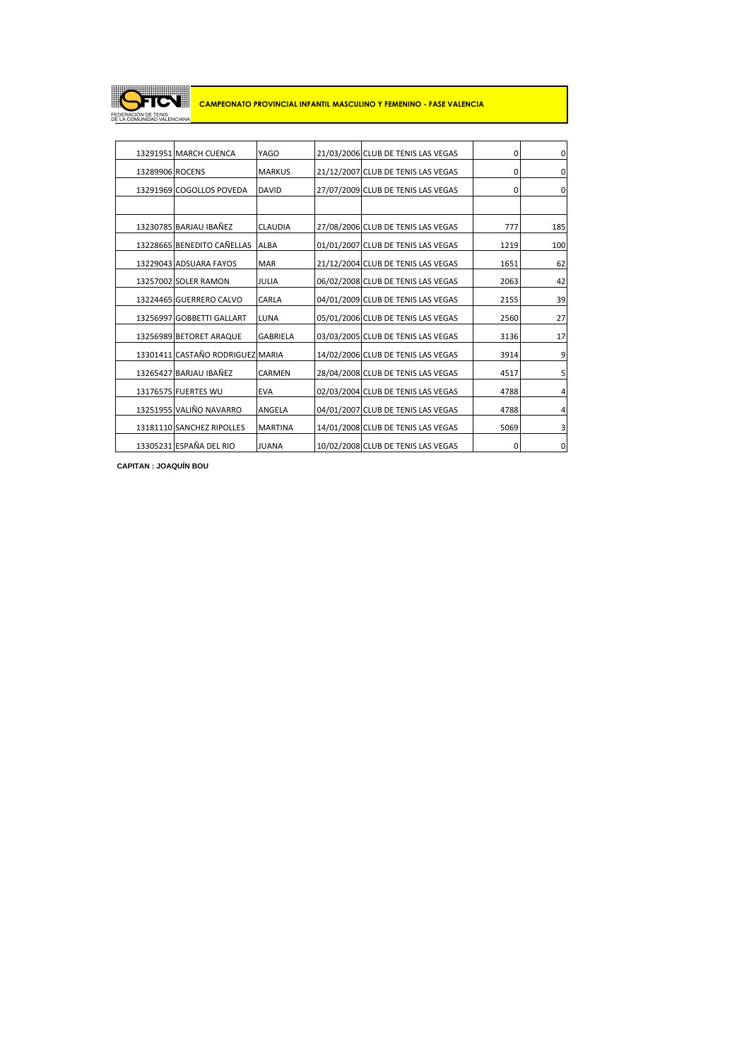FEDERACIÓN DE TENIS DE LA COMUNIDAD VALENCIANA

**CAMPEONATO PROVINCIAL INFANTIL MASCULINO Y FEMENINO - FASE VALENCIA**

| | | | | | | |
|---|---|---|---|---|---|---|
| 13291951 | MARCH CUENCA | YAGO | 21/03/2006 | CLUB DE TENIS LAS VEGAS | 0 | 0 |
| 13289906 | ROCENS | MARKUS | 21/12/2007 | CLUB DE TENIS LAS VEGAS | 0 | 0 |
| 13291969 | COGOLLOS POVEDA | DAVID | 27/07/2009 | CLUB DE TENIS LAS VEGAS | 0 | 0 |
| | | | | | | |
| 13230785 | BARJAU IBAÑEZ | CLAUDIA | 27/08/2006 | CLUB DE TENIS LAS VEGAS | 777 | 185 |
| 13228665 | BENEDITO CAÑELLAS | ALBA | 01/01/2007 | CLUB DE TENIS LAS VEGAS | 1219 | 100 |
| 13229043 | ADSUARA FAYOS | MAR | 21/12/2004 | CLUB DE TENIS LAS VEGAS | 1651 | 62 |
| 13257002 | SOLER RAMON | JULIA | 06/02/2008 | CLUB DE TENIS LAS VEGAS | 2063 | 42 |
| 13224465 | GUERRERO CALVO | CARLA | 04/01/2009 | CLUB DE TENIS LAS VEGAS | 2155 | 39 |
| 13256997 | GOBBETTI GALLART | LUNA | 05/01/2006 | CLUB DE TENIS LAS VEGAS | 2560 | 27 |
| 13256989 | BETORET ARAQUE | GABRIELA | 03/03/2005 | CLUB DE TENIS LAS VEGAS | 3136 | 17 |
| 13301411 | CASTAÑO RODRIGUEZ | MARIA | 14/02/2006 | CLUB DE TENIS LAS VEGAS | 3914 | 9 |
| 13265427 | BARJAU IBAÑEZ | CARMEN | 28/04/2008 | CLUB DE TENIS LAS VEGAS | 4517 | 5 |
| 13176575 | FUERTES WU | EVA | 02/03/2004 | CLUB DE TENIS LAS VEGAS | 4788 | 4 |
| 13251955 | VALIÑO NAVARRO | ANGELA | 04/01/2007 | CLUB DE TENIS LAS VEGAS | 4788 | 4 |
| 13181110 | SANCHEZ RIPOLLES | MARTINA | 14/01/2008 | CLUB DE TENIS LAS VEGAS | 5069 | 3 |
| 13305231 | ESPAÑA DEL RIO | JUANA | 10/02/2008 | CLUB DE TENIS LAS VEGAS | 0 | 0 |

**CAPITAN : JOAQUÍN BOU**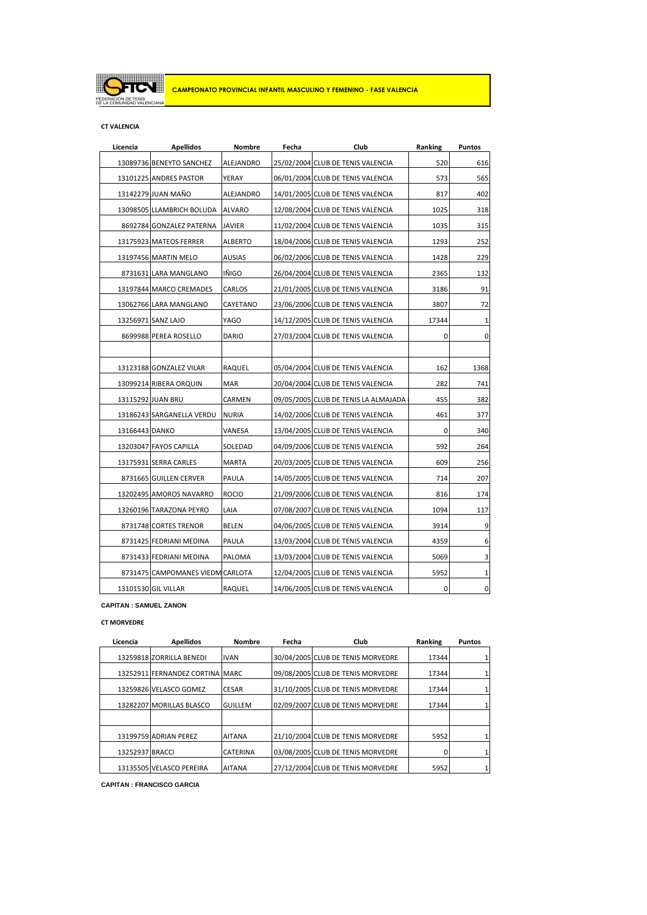FEDERACIÓN DE TENIS DE LA COMUNIDAD VALENCIANA

**CAMPEONATO PROVINCIAL INFANTIL MASCULINO Y FEMENINO - FASE VALENCIA**

**CT VALENCIA**

| Licencia | Apellidos | Nombre | Fecha | Club | Ranking | Puntos |
|---|---|---|---|---|---|---|
| 13089736 | BENEYTO SANCHEZ | ALEJANDRO | 25/02/2004 | CLUB DE TENIS VALENCIA | 520 | 616 |
| 13101225 | ANDRES PASTOR | YERAY | 06/01/2004 | CLUB DE TENIS VALENCIA | 573 | 565 |
| 13142279 | JUAN MAÑO | ALEJANDRO | 14/01/2005 | CLUB DE TENIS VALENCIA | 817 | 402 |
| 13098505 | LLAMBRICH BOLUDA | ALVARO | 12/08/2004 | CLUB DE TENIS VALENCIA | 1025 | 318 |
| 8692784 | GONZALEZ PATERNA | JAVIER | 11/02/2004 | CLUB DE TENIS VALENCIA | 1035 | 315 |
| 13175923 | MATEOS FERRER | ALBERTO | 18/04/2006 | CLUB DE TENIS VALENCIA | 1293 | 252 |
| 13197456 | MARTIN MELO | AUSIAS | 06/02/2006 | CLUB DE TENIS VALENCIA | 1428 | 229 |
| 8731631 | LARA MANGLANO | IÑIGO | 26/04/2004 | CLUB DE TENIS VALENCIA | 2365 | 132 |
| 13197844 | MARCO CREMADES | CARLOS | 21/01/2005 | CLUB DE TENIS VALENCIA | 3186 | 91 |
| 13062766 | LARA MANGLANO | CAYETANO | 23/06/2006 | CLUB DE TENIS VALENCIA | 3807 | 72 |
| 13256971 | SANZ LAJO | YAGO | 14/12/2005 | CLUB DE TENIS VALENCIA | 17344 | 1 |
| 8699988 | PEREA ROSELLO | DARIO | 27/03/2004 | CLUB DE TENIS VALENCIA | 0 | 0 |
| | | | | | | |
| 13123188 | GONZALEZ VILAR | RAQUEL | 05/04/2004 | CLUB DE TENIS VALENCIA | 162 | 1368 |
| 13099214 | RIBERA ORQUIN | MAR | 20/04/2004 | CLUB DE TENIS VALENCIA | 282 | 741 |
| 13115292 | JUAN BRU | CARMEN | 09/05/2005 | CLUB DE TENIS LA ALMAJADA | 455 | 382 |
| 13186243 | SARGANELLA VERDU | NURIA | 14/02/2006 | CLUB DE TENIS VALENCIA | 461 | 377 |
| 13166443 | DANKO | VANESA | 13/04/2005 | CLUB DE TENIS VALENCIA | 0 | 340 |
| 13203047 | FAYOS CAPILLA | SOLEDAD | 04/09/2006 | CLUB DE TENIS VALENCIA | 592 | 264 |
| 13175931 | SERRA CARLES | MARTA | 20/03/2005 | CLUB DE TENIS VALENCIA | 609 | 256 |
| 8731665 | GUILLEN CERVER | PAULA | 14/05/2005 | CLUB DE TENIS VALENCIA | 714 | 207 |
| 13202495 | AMOROS NAVARRO | ROCIO | 21/09/2006 | CLUB DE TENIS VALENCIA | 816 | 174 |
| 13260196 | TARAZONA PEYRO | LAIA | 07/08/2007 | CLUB DE TENIS VALENCIA | 1094 | 117 |
| 8731748 | CORTES TRENOR | BELEN | 04/06/2005 | CLUB DE TENIS VALENCIA | 3914 | 9 |
| 8731425 | FEDRIANI MEDINA | PAULA | 13/03/2004 | CLUB DE TENIS VALENCIA | 4359 | 6 |
| 8731433 | FEDRIANI MEDINA | PALOMA | 13/03/2004 | CLUB DE TENIS VALENCIA | 5069 | 3 |
| 8731475 | CAMPOMANES VIEDM | CARLOTA | 12/04/2005 | CLUB DE TENIS VALENCIA | 5952 | 1 |
| 13101530 | GIL VILLAR | RAQUEL | 14/06/2005 | CLUB DE TENIS VALENCIA | 0 | 0 |

**CAPITAN : SAMUEL ZANON**

**CT MORVEDRE**

| Licencia | Apellidos | Nombre | Fecha | Club | Ranking | Puntos |
|---|---|---|---|---|---|---|
| 13259818 | ZORRILLA BENEDI | IVAN | 30/04/2005 | CLUB DE TENIS MORVEDRE | 17344 | 1 |
| 13252911 | FERNANDEZ CORTINA | MARC | 09/08/2005 | CLUB DE TENIS MORVEDRE | 17344 | 1 |
| 13259826 | VELASCO GOMEZ | CESAR | 31/10/2005 | CLUB DE TENIS MORVEDRE | 17344 | 1 |
| 13282207 | MORILLAS BLASCO | GUILLEM | 02/09/2007 | CLUB DE TENIS MORVEDRE | 17344 | 1 |
| | | | | | | |
| 13199759 | ADRIAN PEREZ | AITANA | 21/10/2004 | CLUB DE TENIS MORVEDRE | 5952 | 1 |
| 13252937 | BRACCI | CATERINA | 03/08/2005 | CLUB DE TENIS MORVEDRE | 0 | 1 |
| 13135505 | VELASCO PEREIRA | AITANA | 27/12/2004 | CLUB DE TENIS MORVEDRE | 5952 | 1 |

**CAPITAN : FRANCISCO GARCIA**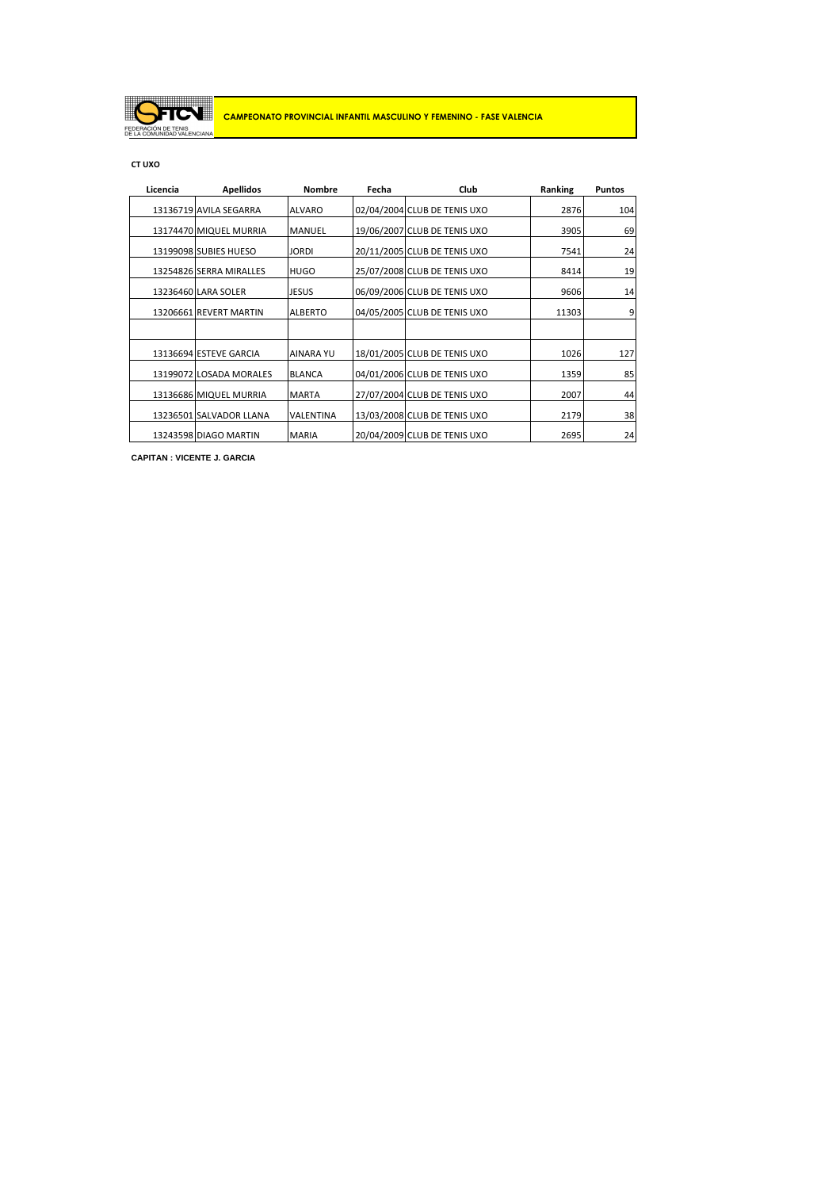FEDERACIÓN DE TENIS DE LA COMUNIDAD VALENCIANA

**CAMPEONATO PROVINCIAL INFANTIL MASCULINO Y FEMENINO - FASE VALENCIA**

**CT UXO**

| Licencia | Apellidos | Nombre | Fecha | Club | Ranking | Puntos |
|---|---|---|---|---|---|---|
| 13136719 | AVILA SEGARRA | ALVARO | 02/04/2004 | CLUB DE TENIS UXO | 2876 | 104 |
| 13174470 | MIQUEL MURRIA | MANUEL | 19/06/2007 | CLUB DE TENIS UXO | 3905 | 69 |
| 13199098 | SUBIES HUESO | JORDI | 20/11/2005 | CLUB DE TENIS UXO | 7541 | 24 |
| 13254826 | SERRA MIRALLES | HUGO | 25/07/2008 | CLUB DE TENIS UXO | 8414 | 19 |
| 13236460 | LARA SOLER | JESUS | 06/09/2006 | CLUB DE TENIS UXO | 9606 | 14 |
| 13206661 | REVERT MARTIN | ALBERTO | 04/05/2005 | CLUB DE TENIS UXO | 11303 | 9 |
| | | | | | | |
| 13136694 | ESTEVE GARCIA | AINARA YU | 18/01/2005 | CLUB DE TENIS UXO | 1026 | 127 |
| 13199072 | LOSADA MORALES | BLANCA | 04/01/2006 | CLUB DE TENIS UXO | 1359 | 85 |
| 13136686 | MIQUEL MURRIA | MARTA | 27/07/2004 | CLUB DE TENIS UXO | 2007 | 44 |
| 13236501 | SALVADOR LLANA | VALENTINA | 13/03/2008 | CLUB DE TENIS UXO | 2179 | 38 |
| 13243598 | DIAGO MARTIN | MARIA | 20/04/2009 | CLUB DE TENIS UXO | 2695 | 24 |

**CAPITAN : VICENTE J. GARCIA**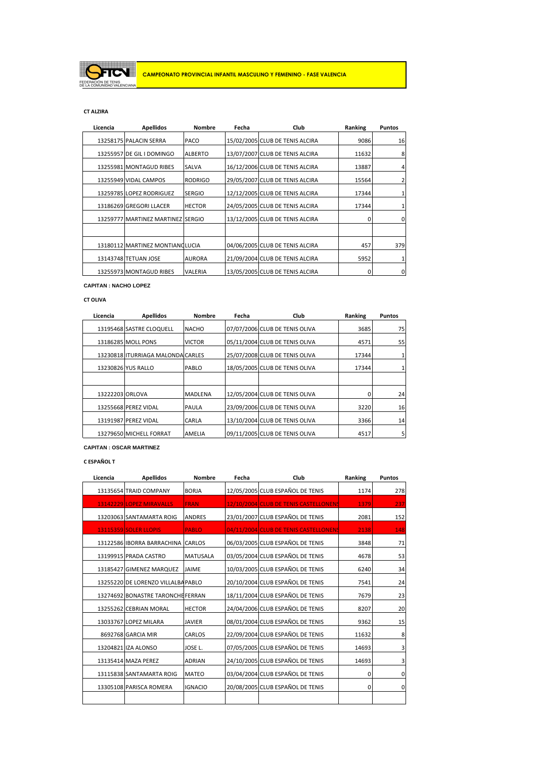FEDERACIÓN DE TENIS DE LA COMUNIDAD VALENCIANA

**CAMPEONATO PROVINCIAL INFANTIL MASCULINO Y FEMENINO - FASE VALENCIA**

**CT ALZIRA**

| Licencia | Apellidos | Nombre | Fecha | Club | Ranking | Puntos |
|---|---|---|---|---|---|---|
| 13258175 | PALACIN SERRA | PACO | 15/02/2005 | CLUB DE TENIS ALCIRA | 9086 | 16 |
| 13255957 | DE GIL I DOMINGO | ALBERTO | 13/07/2007 | CLUB DE TENIS ALCIRA | 11632 | 8 |
| 13255981 | MONTAGUD RIBES | SALVA | 16/12/2006 | CLUB DE TENIS ALCIRA | 13887 | 4 |
| 13255949 | VIDAL CAMPOS | RODRIGO | 29/05/2007 | CLUB DE TENIS ALCIRA | 15564 | 2 |
| 13259785 | LOPEZ RODRIGUEZ | SERGIO | 12/12/2005 | CLUB DE TENIS ALCIRA | 17344 | 1 |
| 13186269 | GREGORI LLACER | HECTOR | 24/05/2005 | CLUB DE TENIS ALCIRA | 17344 | 1 |
| 13259777 | MARTINEZ MARTINEZ | SERGIO | 13/12/2005 | CLUB DE TENIS ALCIRA | 0 | 0 |
| | | | | | | |
| 13180112 | MARTINEZ MONTIANO | LUCIA | 04/06/2005 | CLUB DE TENIS ALCIRA | 457 | 379 |
| 13143748 | TETUAN JOSE | AURORA | 21/09/2004 | CLUB DE TENIS ALCIRA | 5952 | 1 |
| 13255973 | MONTAGUD RIBES | VALERIA | 13/05/2005 | CLUB DE TENIS ALCIRA | 0 | 0 |

**CAPITAN : NACHO LOPEZ**

**CT OLIVA**

| Licencia | Apellidos | Nombre | Fecha | Club | Ranking | Puntos |
|---|---|---|---|---|---|---|
| 13195468 | SASTRE CLOQUELL | NACHO | 07/07/2006 | CLUB DE TENIS OLIVA | 3685 | 75 |
| 13186285 | MOLL PONS | VICTOR | 05/11/2004 | CLUB DE TENIS OLIVA | 4571 | 55 |
| 13230818 | ITURRIAGA MALONDA | CARLES | 25/07/2008 | CLUB DE TENIS OLIVA | 17344 | 1 |
| 13230826 | YUS RALLO | PABLO | 18/05/2005 | CLUB DE TENIS OLIVA | 17344 | 1 |
| | | | | | | |
| 13222203 | ORLOVA | MADLENA | 12/05/2004 | CLUB DE TENIS OLIVA | 0 | 24 |
| 13255668 | PEREZ VIDAL | PAULA | 23/09/2006 | CLUB DE TENIS OLIVA | 3220 | 16 |
| 13191987 | PEREZ VIDAL | CARLA | 13/10/2004 | CLUB DE TENIS OLIVA | 3366 | 14 |
| 13279650 | MICHELL FORRAT | AMELIA | 09/11/2005 | CLUB DE TENIS OLIVA | 4517 | 5 |

**CAPITAN : OSCAR MARTINEZ**

**C ESPAÑOL T**

| Licencia | Apellidos | Nombre | Fecha | Club | Ranking | Puntos |
|---|---|---|---|---|---|---|
| 13135654 | TRAID COMPANY | BORJA | 12/05/2005 | CLUB ESPAÑOL DE TENIS | 1174 | 278 |
| 13142229 | LOPEZ MIRAVALLS | FRAN | 12/10/2004 | CLUB DE TENIS CASTELLONENS | 1379 | 237 |
| 13203063 | SANTAMARTA ROIG | ANDRES | 23/01/2007 | CLUB ESPAÑOL DE TENIS | 2081 | 152 |
| 13115359 | SOLER LLOPIS | PABLO | 04/11/2004 | CLUB DE TENIS CASTELLONENS | 2138 | 148 |
| 13122586 | IBORRA BARRACHINA | CARLOS | 06/03/2005 | CLUB ESPAÑOL DE TENIS | 3848 | 71 |
| 13199915 | PRADA CASTRO | MATUSALA | 03/05/2004 | CLUB ESPAÑOL DE TENIS | 4678 | 53 |
| 13185427 | GIMENEZ MARQUEZ | JAIME | 10/03/2005 | CLUB ESPAÑOL DE TENIS | 6240 | 34 |
| 13255220 | DE LORENZO VILLALBA | PABLO | 20/10/2004 | CLUB ESPAÑOL DE TENIS | 7541 | 24 |
| 13274692 | BONASTRE TARONCHE | FERRAN | 18/11/2004 | CLUB ESPAÑOL DE TENIS | 7679 | 23 |
| 13255262 | CEBRIAN MORAL | HECTOR | 24/04/2006 | CLUB ESPAÑOL DE TENIS | 8207 | 20 |
| 13033767 | LOPEZ MILARA | JAVIER | 08/01/2004 | CLUB ESPAÑOL DE TENIS | 9362 | 15 |
| 8692768 | GARCIA MIR | CARLOS | 22/09/2004 | CLUB ESPAÑOL DE TENIS | 11632 | 8 |
| 13204821 | IZA ALONSO | JOSE L. | 07/05/2005 | CLUB ESPAÑOL DE TENIS | 14693 | 3 |
| 13135414 | MAZA PEREZ | ADRIAN | 24/10/2005 | CLUB ESPAÑOL DE TENIS | 14693 | 3 |
| 13115838 | SANTAMARTA ROIG | MATEO | 03/04/2004 | CLUB ESPAÑOL DE TENIS | 0 | 0 |
| 13305108 | PARISCA ROMERA | IGNACIO | 20/08/2005 | CLUB ESPAÑOL DE TENIS | 0 | 0 |
| | | | | | | |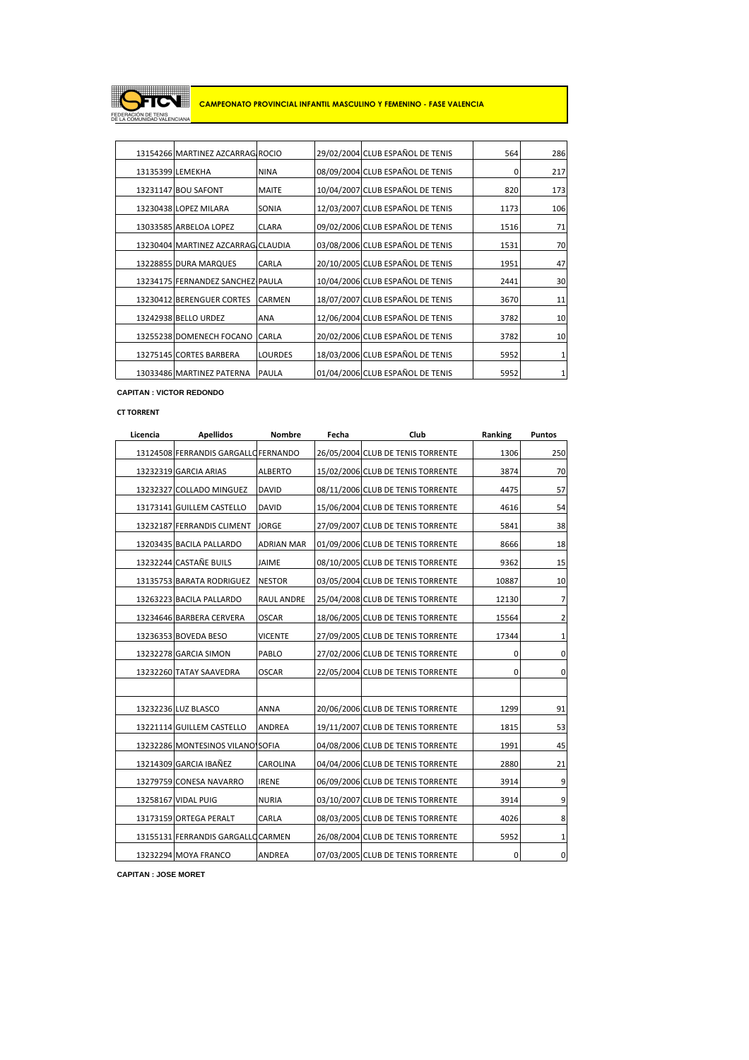**CAMPEONATO PROVINCIAL INFANTIL MASCULINO Y FEMENINO - FASE VALENCIA**

| Licencia | Apellidos | Nombre | Fecha | Club | Ranking | Puntos |
|---|---|---|---|---|---|---|
| 13154266 | MARTINEZ AZCARRAG | ROCIO | 29/02/2004 | CLUB ESPAÑOL DE TENIS | 564 | 286 |
| 13135399 | LEMEKHA | NINA | 08/09/2004 | CLUB ESPAÑOL DE TENIS | 0 | 217 |
| 13231147 | BOU SAFONT | MAITE | 10/04/2007 | CLUB ESPAÑOL DE TENIS | 820 | 173 |
| 13230438 | LOPEZ MILARA | SONIA | 12/03/2007 | CLUB ESPAÑOL DE TENIS | 1173 | 106 |
| 13033585 | ARBELOA LOPEZ | CLARA | 09/02/2006 | CLUB ESPAÑOL DE TENIS | 1516 | 71 |
| 13230404 | MARTINEZ AZCARRAG | CLAUDIA | 03/08/2006 | CLUB ESPAÑOL DE TENIS | 1531 | 70 |
| 13228855 | DURA MARQUES | CARLA | 20/10/2005 | CLUB ESPAÑOL DE TENIS | 1951 | 47 |
| 13234175 | FERNANDEZ SANCHEZ | PAULA | 10/04/2006 | CLUB ESPAÑOL DE TENIS | 2441 | 30 |
| 13230412 | BERENGUER CORTES | CARMEN | 18/07/2007 | CLUB ESPAÑOL DE TENIS | 3670 | 11 |
| 13242938 | BELLO URDEZ | ANA | 12/06/2004 | CLUB ESPAÑOL DE TENIS | 3782 | 10 |
| 13255238 | DOMENECH FOCANO | CARLA | 20/02/2006 | CLUB ESPAÑOL DE TENIS | 3782 | 10 |
| 13275145 | CORTES BARBERA | LOURDES | 18/03/2006 | CLUB ESPAÑOL DE TENIS | 5952 | 1 |
| 13033486 | MARTINEZ PATERNA | PAULA | 01/04/2006 | CLUB ESPAÑOL DE TENIS | 5952 | 1 |

**CAPITAN : VICTOR REDONDO**

**CT TORRENT**

| Licencia | Apellidos | Nombre | Fecha | Club | Ranking | Puntos |
|---|---|---|---|---|---|---|
| 13124508 | FERRANDIS GARGALLO | FERNANDO | 26/05/2004 | CLUB DE TENIS TORRENTE | 1306 | 250 |
| 13232319 | GARCIA ARIAS | ALBERTO | 15/02/2006 | CLUB DE TENIS TORRENTE | 3874 | 70 |
| 13232327 | COLLADO MINGUEZ | DAVID | 08/11/2006 | CLUB DE TENIS TORRENTE | 4475 | 57 |
| 13173141 | GUILLEM CASTELLO | DAVID | 15/06/2004 | CLUB DE TENIS TORRENTE | 4616 | 54 |
| 13232187 | FERRANDIS CLIMENT | JORGE | 27/09/2007 | CLUB DE TENIS TORRENTE | 5841 | 38 |
| 13203435 | BACILA PALLARDO | ADRIAN MAR | 01/09/2006 | CLUB DE TENIS TORRENTE | 8666 | 18 |
| 13232244 | CASTAÑE BUILS | JAIME | 08/10/2005 | CLUB DE TENIS TORRENTE | 9362 | 15 |
| 13135753 | BARATA RODRIGUEZ | NESTOR | 03/05/2004 | CLUB DE TENIS TORRENTE | 10887 | 10 |
| 13263223 | BACILA PALLARDO | RAUL ANDRE | 25/04/2008 | CLUB DE TENIS TORRENTE | 12130 | 7 |
| 13234646 | BARBERA CERVERA | OSCAR | 18/06/2005 | CLUB DE TENIS TORRENTE | 15564 | 2 |
| 13236353 | BOVEDA BESO | VICENTE | 27/09/2005 | CLUB DE TENIS TORRENTE | 17344 | 1 |
| 13232278 | GARCIA SIMON | PABLO | 27/02/2006 | CLUB DE TENIS TORRENTE | 0 | 0 |
| 13232260 | TATAY SAAVEDRA | OSCAR | 22/05/2004 | CLUB DE TENIS TORRENTE | 0 | 0 |
| | | | | | | |
| 13232236 | LUZ BLASCO | ANNA | 20/06/2006 | CLUB DE TENIS TORRENTE | 1299 | 91 |
| 13221114 | GUILLEM CASTELLO | ANDREA | 19/11/2007 | CLUB DE TENIS TORRENTE | 1815 | 53 |
| 13232286 | MONTESINOS VILANO | SOFIA | 04/08/2006 | CLUB DE TENIS TORRENTE | 1991 | 45 |
| 13214309 | GARCIA IBAÑEZ | CAROLINA | 04/04/2006 | CLUB DE TENIS TORRENTE | 2880 | 21 |
| 13279759 | CONESA NAVARRO | IRENE | 06/09/2006 | CLUB DE TENIS TORRENTE | 3914 | 9 |
| 13258167 | VIDAL PUIG | NURIA | 03/10/2007 | CLUB DE TENIS TORRENTE | 3914 | 9 |
| 13173159 | ORTEGA PERALT | CARLA | 08/03/2005 | CLUB DE TENIS TORRENTE | 4026 | 8 |
| 13155131 | FERRANDIS GARGALLO | CARMEN | 26/08/2004 | CLUB DE TENIS TORRENTE | 5952 | 1 |
| 13232294 | MOYA FRANCO | ANDREA | 07/03/2005 | CLUB DE TENIS TORRENTE | 0 | 0 |

**CAPITAN : JOSE MORET**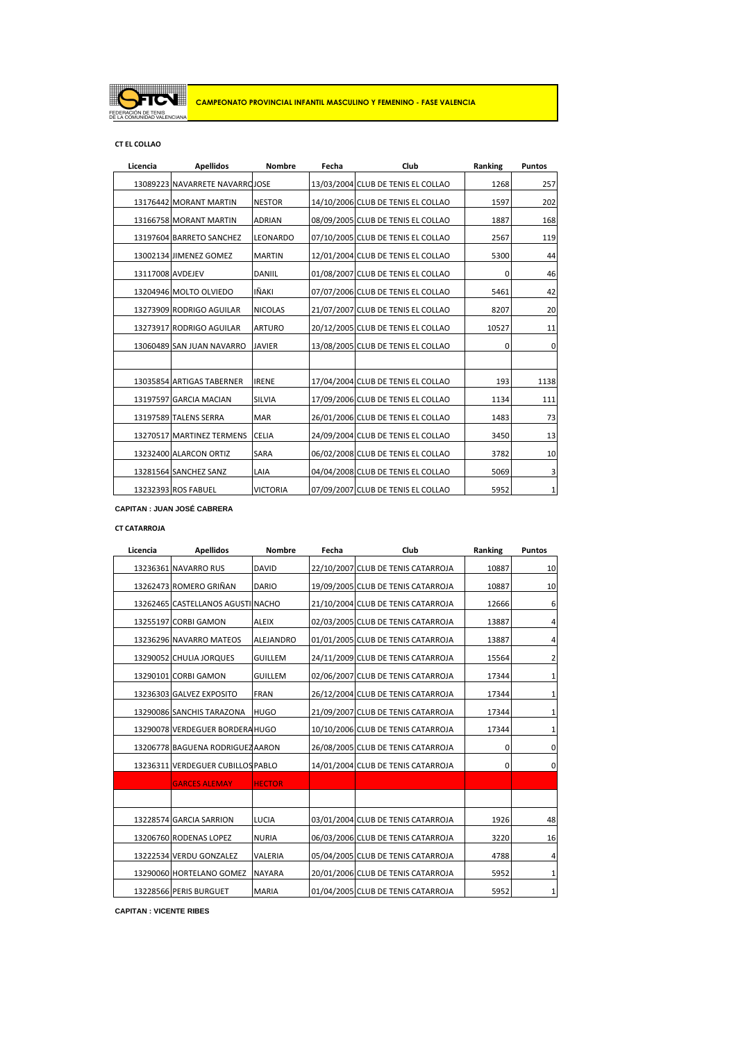FEDERACIÓN DE TENIS DE LA COMUNIDAD VALENCIANA

**CAMPEONATO PROVINCIAL INFANTIL MASCULINO Y FEMENINO - FASE VALENCIA**

**CT EL COLLAO**

| Licencia | Apellidos | Nombre | Fecha | Club | Ranking | Puntos |
|---|---|---|---|---|---|---|
| 13089223 | NAVARRETE NAVARRO | JOSE | 13/03/2004 | CLUB DE TENIS EL COLLAO | 1268 | 257 |
| 13176442 | MORANT MARTIN | NESTOR | 14/10/2006 | CLUB DE TENIS EL COLLAO | 1597 | 202 |
| 13166758 | MORANT MARTIN | ADRIAN | 08/09/2005 | CLUB DE TENIS EL COLLAO | 1887 | 168 |
| 13197604 | BARRETO SANCHEZ | LEONARDO | 07/10/2005 | CLUB DE TENIS EL COLLAO | 2567 | 119 |
| 13002134 | JIMENEZ GOMEZ | MARTIN | 12/01/2004 | CLUB DE TENIS EL COLLAO | 5300 | 44 |
| 13117008 | AVDEJEV | DANIIL | 01/08/2007 | CLUB DE TENIS EL COLLAO | 0 | 46 |
| 13204946 | MOLTO OLVIEDO | IÑAKI | 07/07/2006 | CLUB DE TENIS EL COLLAO | 5461 | 42 |
| 13273909 | RODRIGO AGUILAR | NICOLAS | 21/07/2007 | CLUB DE TENIS EL COLLAO | 8207 | 20 |
| 13273917 | RODRIGO AGUILAR | ARTURO | 20/12/2005 | CLUB DE TENIS EL COLLAO | 10527 | 11 |
| 13060489 | SAN JUAN NAVARRO | JAVIER | 13/08/2005 | CLUB DE TENIS EL COLLAO | 0 | 0 |
| | | | | | | |
| 13035854 | ARTIGAS TABERNER | IRENE | 17/04/2004 | CLUB DE TENIS EL COLLAO | 193 | 1138 |
| 13197597 | GARCIA MACIAN | SILVIA | 17/09/2006 | CLUB DE TENIS EL COLLAO | 1134 | 111 |
| 13197589 | TALENS SERRA | MAR | 26/01/2006 | CLUB DE TENIS EL COLLAO | 1483 | 73 |
| 13270517 | MARTINEZ TERMENS | CELIA | 24/09/2004 | CLUB DE TENIS EL COLLAO | 3450 | 13 |
| 13232400 | ALARCON ORTIZ | SARA | 06/02/2008 | CLUB DE TENIS EL COLLAO | 3782 | 10 |
| 13281564 | SANCHEZ SANZ | LAIA | 04/04/2008 | CLUB DE TENIS EL COLLAO | 5069 | 3 |
| 13232393 | ROS FABUEL | VICTORIA | 07/09/2007 | CLUB DE TENIS EL COLLAO | 5952 | 1 |

**CAPITAN : JUAN JOSÉ CABRERA**

**CT CATARROJA**

| Licencia | Apellidos | Nombre | Fecha | Club | Ranking | Puntos |
|---|---|---|---|---|---|---|
| 13236361 | NAVARRO RUS | DAVID | 22/10/2007 | CLUB DE TENIS CATARROJA | 10887 | 10 |
| 13262473 | ROMERO GRIÑAN | DARIO | 19/09/2005 | CLUB DE TENIS CATARROJA | 10887 | 10 |
| 13262465 | CASTELLANOS AGUSTI | NACHO | 21/10/2004 | CLUB DE TENIS CATARROJA | 12666 | 6 |
| 13255197 | CORBI GAMON | ALEIX | 02/03/2005 | CLUB DE TENIS CATARROJA | 13887 | 4 |
| 13236296 | NAVARRO MATEOS | ALEJANDRO | 01/01/2005 | CLUB DE TENIS CATARROJA | 13887 | 4 |
| 13290052 | CHULIA JORQUES | GUILLEM | 24/11/2009 | CLUB DE TENIS CATARROJA | 15564 | 2 |
| 13290101 | CORBI GAMON | GUILLEM | 02/06/2007 | CLUB DE TENIS CATARROJA | 17344 | 1 |
| 13236303 | GALVEZ EXPOSITO | FRAN | 26/12/2004 | CLUB DE TENIS CATARROJA | 17344 | 1 |
| 13290086 | SANCHIS TARAZONA | HUGO | 21/09/2007 | CLUB DE TENIS CATARROJA | 17344 | 1 |
| 13290078 | VERDEGUER BORDERA | HUGO | 10/10/2006 | CLUB DE TENIS CATARROJA | 17344 | 1 |
| 13206778 | BAGUENA RODRIGUEZ | AARON | 26/08/2005 | CLUB DE TENIS CATARROJA | 0 | 0 |
| 13236311 | VERDEGUER CUBILLOS | PABLO | 14/01/2004 | CLUB DE TENIS CATARROJA | 0 | 0 |
| | GARCES ALEMAY | HECTOR | | | | |
| | | | | | | |
| 13228574 | GARCIA SARRION | LUCIA | 03/01/2004 | CLUB DE TENIS CATARROJA | 1926 | 48 |
| 13206760 | RODENAS LOPEZ | NURIA | 06/03/2006 | CLUB DE TENIS CATARROJA | 3220 | 16 |
| 13222534 | VERDU GONZALEZ | VALERIA | 05/04/2005 | CLUB DE TENIS CATARROJA | 4788 | 4 |
| 13290060 | HORTELANO GOMEZ | NAYARA | 20/01/2006 | CLUB DE TENIS CATARROJA | 5952 | 1 |
| 13228566 | PERIS BURGUET | MARIA | 01/04/2005 | CLUB DE TENIS CATARROJA | 5952 | 1 |

**CAPITAN : VICENTE RIBES**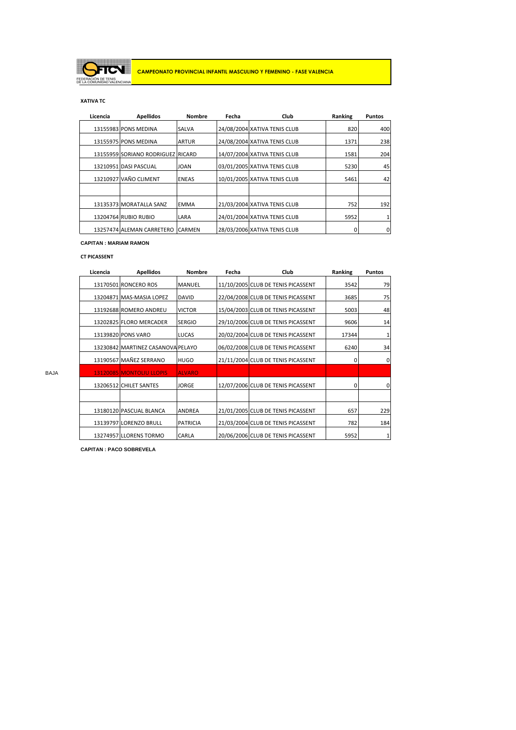FEDERACIÓN DE TENIS DE LA COMUNIDAD VALENCIANA

**CAMPEONATO PROVINCIAL INFANTIL MASCULINO Y FEMENINO - FASE VALENCIA**

**XATIVA TC**

| Licencia | Apellidos | Nombre | Fecha | Club | Ranking | Puntos |
|---|---|---|---|---|---|---|
| 13155983 | PONS MEDINA | SALVA | 24/08/2004 | XATIVA TENIS CLUB | 820 | 400 |
| 13155975 | PONS MEDINA | ARTUR | 24/08/2004 | XATIVA TENIS CLUB | 1371 | 238 |
| 13155959 | SORIANO RODRIGUEZ | RICARD | 14/07/2004 | XATIVA TENIS CLUB | 1581 | 204 |
| 13210951 | DASI PASCUAL | JOAN | 03/01/2005 | XATIVA TENIS CLUB | 5230 | 45 |
| 13210927 | VAÑO CLIMENT | ENEAS | 10/01/2005 | XATIVA TENIS CLUB | 5461 | 42 |
| | | | | | | |
| 13135373 | MORATALLA SANZ | EMMA | 21/03/2004 | XATIVA TENIS CLUB | 752 | 192 |
| 13204764 | RUBIO RUBIO | LARA | 24/01/2004 | XATIVA TENIS CLUB | 5952 | 1 |
| 13257474 | ALEMAN CARRETERO | CARMEN | 28/03/2006 | XATIVA TENIS CLUB | 0 | 0 |

**CAPITAN : MARIAM RAMON**

**CT PICASSENT**

| | Licencia | Apellidos | Nombre | Fecha | Club | Ranking | Puntos |
|---|---|---|---|---|---|---|---|
| | 13170501 | RONCERO ROS | MANUEL | 11/10/2005 | CLUB DE TENIS PICASSENT | 3542 | 79 |
| | 13204871 | MAS-MASIA LOPEZ | DAVID | 22/04/2008 | CLUB DE TENIS PICASSENT | 3685 | 75 |
| | 13192688 | ROMERO ANDREU | VICTOR | 15/04/2003 | CLUB DE TENIS PICASSENT | 5003 | 48 |
| | 13202825 | FLORO MERCADER | SERGIO | 29/10/2006 | CLUB DE TENIS PICASSENT | 9606 | 14 |
| | 13139820 | PONS VARO | LUCAS | 20/02/2004 | CLUB DE TENIS PICASSENT | 17344 | 1 |
| | 13230842 | MARTINEZ CASANOVA | PELAYO | 06/02/2008 | CLUB DE TENIS PICASSENT | 6240 | 34 |
| | 13190567 | MAÑEZ SERRANO | HUGO | 21/11/2004 | CLUB DE TENIS PICASSENT | 0 | 0 |
| BAJA | 13120085 | MONTOLIU LLOPIS | ALVARO | | | | |
| | 13206512 | CHILET SANTES | JORGE | 12/07/2006 | CLUB DE TENIS PICASSENT | 0 | 0 |
| | | | | | | | |
| | 13180120 | PASCUAL BLANCA | ANDREA | 21/01/2005 | CLUB DE TENIS PICASSENT | 657 | 229 |
| | 13139797 | LORENZO BRULL | PATRICIA | 21/03/2004 | CLUB DE TENIS PICASSENT | 782 | 184 |
| | 13274957 | LLORENS TORMO | CARLA | 20/06/2006 | CLUB DE TENIS PICASSENT | 5952 | 1 |

**CAPITAN : PACO SOBREVELA**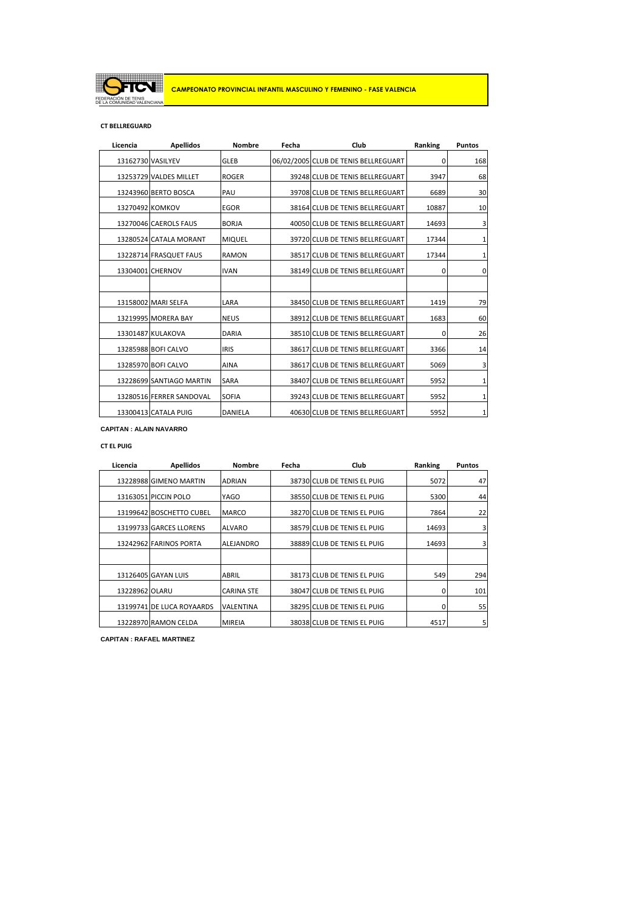FEDERACIÓN DE TENIS DE LA COMUNIDAD VALENCIANA

**CAMPEONATO PROVINCIAL INFANTIL MASCULINO Y FEMENINO - FASE VALENCIA**

**CT BELLREGUARD**

| Licencia | Apellidos | Nombre | Fecha | Club | Ranking | Puntos |
|---|---|---|---|---|---|---|
| 13162730 | VASILYEV | GLEB | 06/02/2005 | CLUB DE TENIS BELLREGUART | 0 | 168 |
| 13253729 | VALDES MILLET | ROGER | 39248 | CLUB DE TENIS BELLREGUART | 3947 | 68 |
| 13243960 | BERTO BOSCA | PAU | 39708 | CLUB DE TENIS BELLREGUART | 6689 | 30 |
| 13270492 | KOMKOV | EGOR | 38164 | CLUB DE TENIS BELLREGUART | 10887 | 10 |
| 13270046 | CAEROLS FAUS | BORJA | 40050 | CLUB DE TENIS BELLREGUART | 14693 | 3 |
| 13280524 | CATALA MORANT | MIQUEL | 39720 | CLUB DE TENIS BELLREGUART | 17344 | 1 |
| 13228714 | FRASQUET FAUS | RAMON | 38517 | CLUB DE TENIS BELLREGUART | 17344 | 1 |
| 13304001 | CHERNOV | IVAN | 38149 | CLUB DE TENIS BELLREGUART | 0 | 0 |
| | | | | | | |
| 13158002 | MARI SELFA | LARA | 38450 | CLUB DE TENIS BELLREGUART | 1419 | 79 |
| 13219995 | MORERA BAY | NEUS | 38912 | CLUB DE TENIS BELLREGUART | 1683 | 60 |
| 13301487 | KULAKOVA | DARIA | 38510 | CLUB DE TENIS BELLREGUART | 0 | 26 |
| 13285988 | BOFI CALVO | IRIS | 38617 | CLUB DE TENIS BELLREGUART | 3366 | 14 |
| 13285970 | BOFI CALVO | AINA | 38617 | CLUB DE TENIS BELLREGUART | 5069 | 3 |
| 13228699 | SANTIAGO MARTIN | SARA | 38407 | CLUB DE TENIS BELLREGUART | 5952 | 1 |
| 13280516 | FERRER SANDOVAL | SOFIA | 39243 | CLUB DE TENIS BELLREGUART | 5952 | 1 |
| 13300413 | CATALA PUIG | DANIELA | 40630 | CLUB DE TENIS BELLREGUART | 5952 | 1 |

**CAPITAN : ALAIN NAVARRO**

**CT EL PUIG**

| Licencia | Apellidos | Nombre | Fecha | Club | Ranking | Puntos |
|---|---|---|---|---|---|---|
| 13228988 | GIMENO MARTIN | ADRIAN | 38730 | CLUB DE TENIS EL PUIG | 5072 | 47 |
| 13163051 | PICCIN POLO | YAGO | 38550 | CLUB DE TENIS EL PUIG | 5300 | 44 |
| 13199642 | BOSCHETTO CUBEL | MARCO | 38270 | CLUB DE TENIS EL PUIG | 7864 | 22 |
| 13199733 | GARCES LLORENS | ALVARO | 38579 | CLUB DE TENIS EL PUIG | 14693 | 3 |
| 13242962 | FARINOS PORTA | ALEJANDRO | 38889 | CLUB DE TENIS EL PUIG | 14693 | 3 |
| | | | | | | |
| 13126405 | GAYAN LUIS | ABRIL | 38173 | CLUB DE TENIS EL PUIG | 549 | 294 |
| 13228962 | OLARU | CARINA STE | 38047 | CLUB DE TENIS EL PUIG | 0 | 101 |
| 13199741 | DE LUCA ROYAARDS | VALENTINA | 38295 | CLUB DE TENIS EL PUIG | 0 | 55 |
| 13228970 | RAMON CELDA | MIREIA | 38038 | CLUB DE TENIS EL PUIG | 4517 | 5 |

**CAPITAN : RAFAEL MARTINEZ**